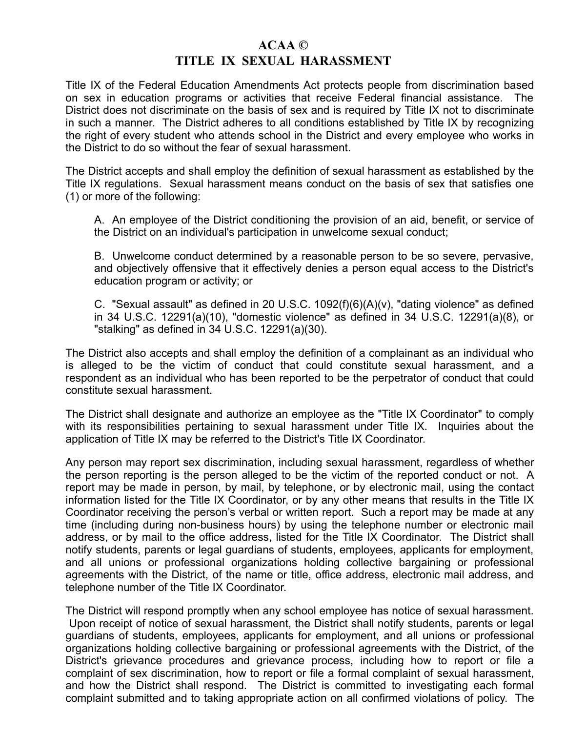# ACAA ©
# TITLE IX SEXUAL HARASSMENT

Title IX of the Federal Education Amendments Act protects people from discrimination based on sex in education programs or activities that receive Federal financial assistance. The District does not discriminate on the basis of sex and is required by Title IX not to discriminate in such a manner. The District adheres to all conditions established by Title IX by recognizing the right of every student who attends school in the District and every employee who works in the District to do so without the fear of sexual harassment.

The District accepts and shall employ the definition of sexual harassment as established by the Title IX regulations. Sexual harassment means conduct on the basis of sex that satisfies one (1) or more of the following:

A. An employee of the District conditioning the provision of an aid, benefit, or service of the District on an individual's participation in unwelcome sexual conduct;

B. Unwelcome conduct determined by a reasonable person to be so severe, pervasive, and objectively offensive that it effectively denies a person equal access to the District's education program or activity; or

C. "Sexual assault" as defined in 20 U.S.C. 1092(f)(6)(A)(v), "dating violence" as defined in 34 U.S.C. 12291(a)(10), "domestic violence" as defined in 34 U.S.C. 12291(a)(8), or "stalking" as defined in 34 U.S.C. 12291(a)(30).

The District also accepts and shall employ the definition of a complainant as an individual who is alleged to be the victim of conduct that could constitute sexual harassment, and a respondent as an individual who has been reported to be the perpetrator of conduct that could constitute sexual harassment.

The District shall designate and authorize an employee as the "Title IX Coordinator" to comply with its responsibilities pertaining to sexual harassment under Title IX. Inquiries about the application of Title IX may be referred to the District's Title IX Coordinator.

Any person may report sex discrimination, including sexual harassment, regardless of whether the person reporting is the person alleged to be the victim of the reported conduct or not. A report may be made in person, by mail, by telephone, or by electronic mail, using the contact information listed for the Title IX Coordinator, or by any other means that results in the Title IX Coordinator receiving the person’s verbal or written report. Such a report may be made at any time (including during non-business hours) by using the telephone number or electronic mail address, or by mail to the office address, listed for the Title IX Coordinator. The District shall notify students, parents or legal guardians of students, employees, applicants for employment, and all unions or professional organizations holding collective bargaining or professional agreements with the District, of the name or title, office address, electronic mail address, and telephone number of the Title IX Coordinator.

The District will respond promptly when any school employee has notice of sexual harassment. Upon receipt of notice of sexual harassment, the District shall notify students, parents or legal guardians of students, employees, applicants for employment, and all unions or professional organizations holding collective bargaining or professional agreements with the District, of the District's grievance procedures and grievance process, including how to report or file a complaint of sex discrimination, how to report or file a formal complaint of sexual harassment, and how the District shall respond. The District is committed to investigating each formal complaint submitted and to taking appropriate action on all confirmed violations of policy. The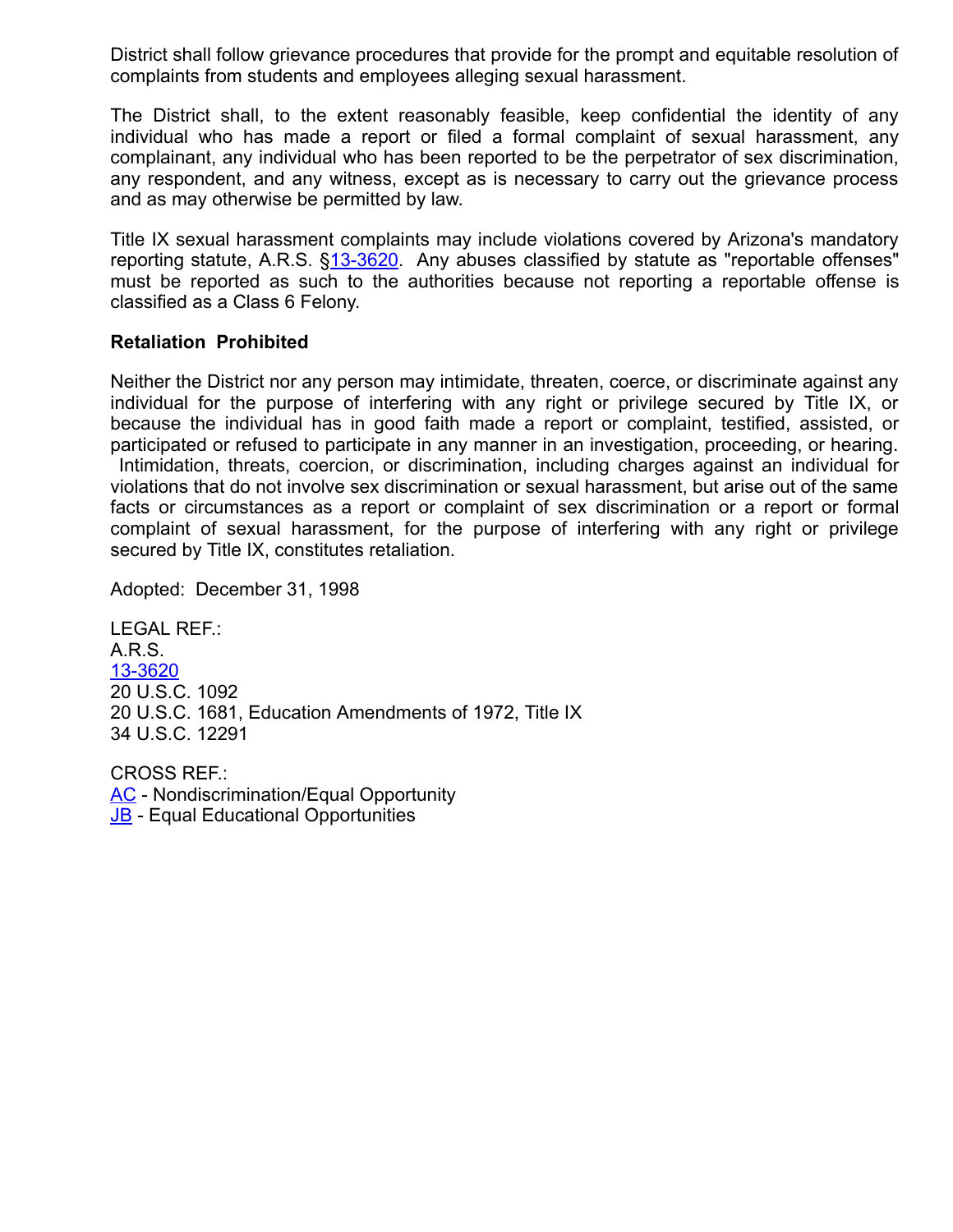District shall follow grievance procedures that provide for the prompt and equitable resolution of complaints from students and employees alleging sexual harassment.

The District shall, to the extent reasonably feasible, keep confidential the identity of any individual who has made a report or filed a formal complaint of sexual harassment, any complainant, any individual who has been reported to be the perpetrator of sex discrimination, any respondent, and any witness, except as is necessary to carry out the grievance process and as may otherwise be permitted by law.

Title IX sexual harassment complaints may include violations covered by Arizona's mandatory reporting statute, A.R.S. §13-3620. Any abuses classified by statute as "reportable offenses" must be reported as such to the authorities because not reporting a reportable offense is classified as a Class 6 Felony.

**Retaliation Prohibited**

Neither the District nor any person may intimidate, threaten, coerce, or discriminate against any individual for the purpose of interfering with any right or privilege secured by Title IX, or because the individual has in good faith made a report or complaint, testified, assisted, or participated or refused to participate in any manner in an investigation, proceeding, or hearing. Intimidation, threats, coercion, or discrimination, including charges against an individual for violations that do not involve sex discrimination or sexual harassment, but arise out of the same facts or circumstances as a report or complaint of sex discrimination or a report or formal complaint of sexual harassment, for the purpose of interfering with any right or privilege secured by Title IX, constitutes retaliation.

Adopted: December 31, 1998

LEGAL REF.:
A.R.S.
13-3620
20 U.S.C. 1092
20 U.S.C. 1681, Education Amendments of 1972, Title IX
34 U.S.C. 12291

CROSS REF.:
AC - Nondiscrimination/Equal Opportunity
JB - Equal Educational Opportunities